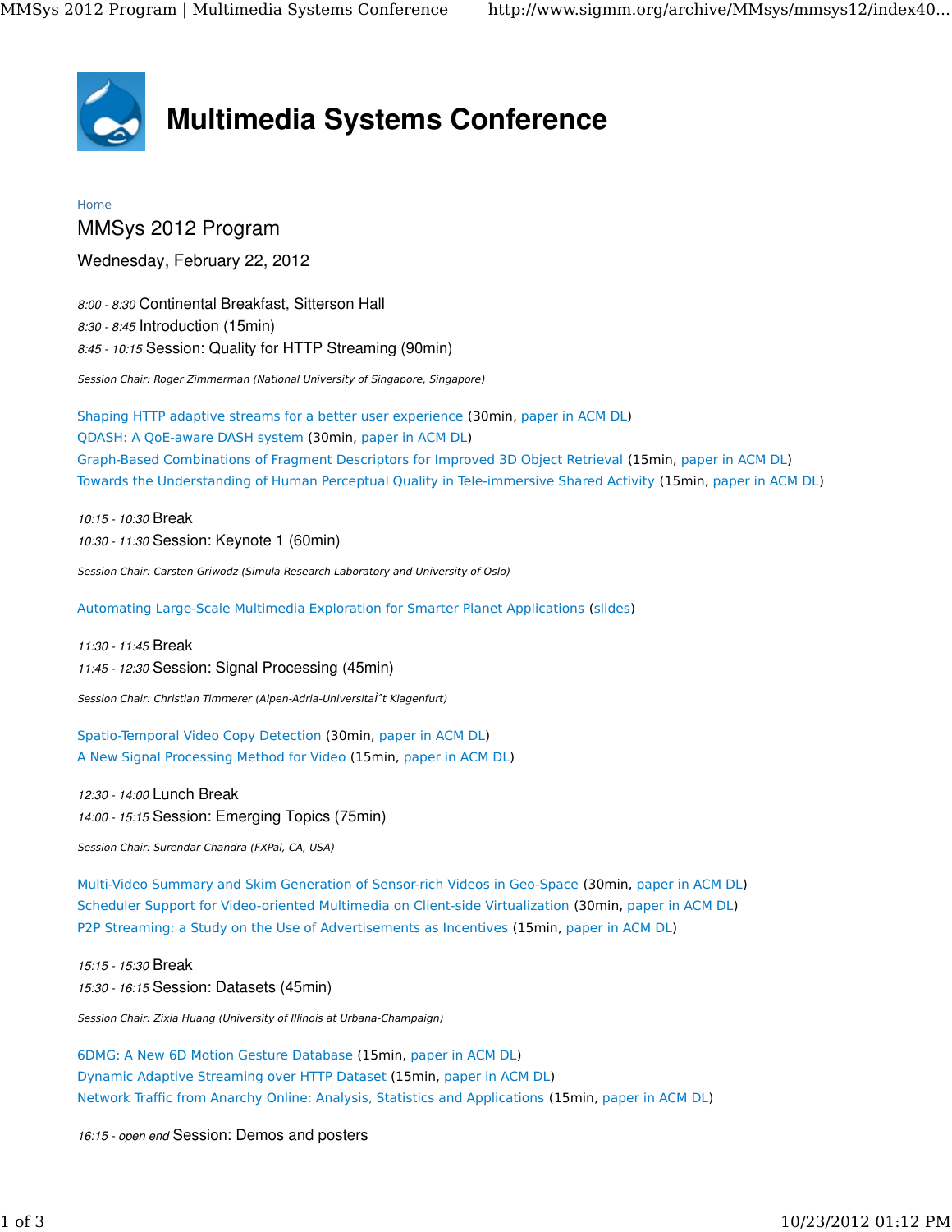# Multimedia Systems Conference

Home

## MMSys 2012 Program

### Wednesday, February 22, 2012

*8:00 - 8:30* Continental Breakfast, Sitterson Hall
*8:30 - 8:45* Introduction (15min)
*8:45 - 10:15* Session: Quality for HTTP Streaming (90min)

*Session Chair: Roger Zimmerman (National University of Singapore, Singapore)*

Shaping HTTP adaptive streams for a better user experience (30min, paper in ACM DL)
QDASH: A QoE-aware DASH system (30min, paper in ACM DL)
Graph-Based Combinations of Fragment Descriptors for Improved 3D Object Retrieval (15min, paper in ACM DL)
Towards the Understanding of Human Perceptual Quality in Tele-immersive Shared Activity (15min, paper in ACM DL)

*10:15 - 10:30* Break
*10:30 - 11:30* Session: Keynote 1 (60min)

*Session Chair: Carsten Griwodz (Simula Research Laboratory and University of Oslo)*

Automating Large-Scale Multimedia Exploration for Smarter Planet Applications (slides)

*11:30 - 11:45* Break
*11:45 - 12:30* Session: Signal Processing (45min)

*Session Chair: Christian Timmerer (Alpen-Adria-UniversitaÌˆt Klagenfurt)*

Spatio-Temporal Video Copy Detection (30min, paper in ACM DL)
A New Signal Processing Method for Video (15min, paper in ACM DL)

*12:30 - 14:00* Lunch Break
*14:00 - 15:15* Session: Emerging Topics (75min)

*Session Chair: Surendar Chandra (FXPal, CA, USA)*

Multi-Video Summary and Skim Generation of Sensor-rich Videos in Geo-Space (30min, paper in ACM DL)
Scheduler Support for Video-oriented Multimedia on Client-side Virtualization (30min, paper in ACM DL)
P2P Streaming: a Study on the Use of Advertisements as Incentives (15min, paper in ACM DL)

*15:15 - 15:30* Break
*15:30 - 16:15* Session: Datasets (45min)

*Session Chair: Zixia Huang (University of Illinois at Urbana-Champaign)*

6DMG: A New 6D Motion Gesture Database (15min, paper in ACM DL)
Dynamic Adaptive Streaming over HTTP Dataset (15min, paper in ACM DL)
Network Traffic from Anarchy Online: Analysis, Statistics and Applications (15min, paper in ACM DL)

*16:15 - open end* Session: Demos and posters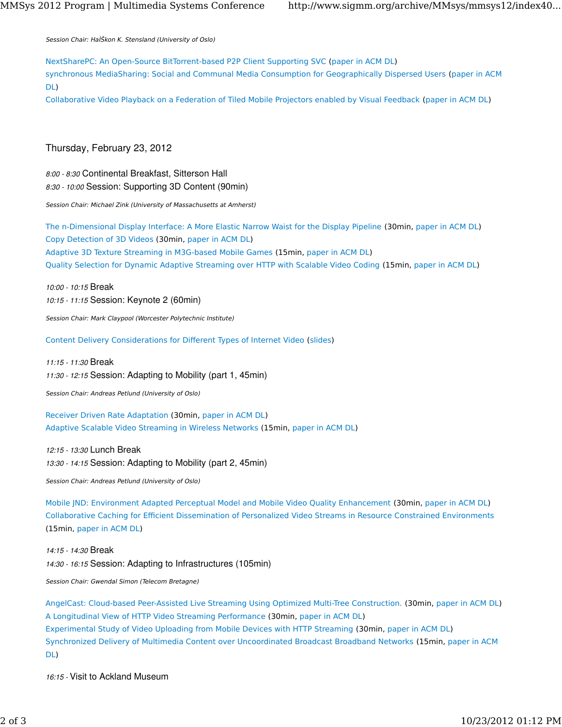*Session Chair: HaÌŠkon K. Stensland (University of Oslo)*

NextSharePC: An Open-Source BitTorrent-based P2P Client Supporting SVC (paper in ACM DL)
synchronous MediaSharing: Social and Communal Media Consumption for Geographically Dispersed Users (paper in ACM DL)
Collaborative Video Playback on a Federation of Tiled Mobile Projectors enabled by Visual Feedback (paper in ACM DL)

## Thursday, February 23, 2012

*8:00 - 8:30* Continental Breakfast, Sitterson Hall
*8:30 - 10:00* Session: Supporting 3D Content (90min)

*Session Chair: Michael Zink (University of Massachusetts at Amherst)*

The n-Dimensional Display Interface: A More Elastic Narrow Waist for the Display Pipeline (30min, paper in ACM DL)
Copy Detection of 3D Videos (30min, paper in ACM DL)
Adaptive 3D Texture Streaming in M3G-based Mobile Games (15min, paper in ACM DL)
Quality Selection for Dynamic Adaptive Streaming over HTTP with Scalable Video Coding (15min, paper in ACM DL)

*10:00 - 10:15* Break
*10:15 - 11:15* Session: Keynote 2 (60min)

*Session Chair: Mark Claypool (Worcester Polytechnic Institute)*

Content Delivery Considerations for Different Types of Internet Video (slides)

*11:15 - 11:30* Break
*11:30 - 12:15* Session: Adapting to Mobility (part 1, 45min)

*Session Chair: Andreas Petlund (University of Oslo)*

Receiver Driven Rate Adaptation (30min, paper in ACM DL)
Adaptive Scalable Video Streaming in Wireless Networks (15min, paper in ACM DL)

*12:15 - 13:30* Lunch Break
*13:30 - 14:15* Session: Adapting to Mobility (part 2, 45min)

*Session Chair: Andreas Petlund (University of Oslo)*

Mobile JND: Environment Adapted Perceptual Model and Mobile Video Quality Enhancement (30min, paper in ACM DL)
Collaborative Caching for Efficient Dissemination of Personalized Video Streams in Resource Constrained Environments (15min, paper in ACM DL)

*14:15 - 14:30* Break
*14:30 - 16:15* Session: Adapting to Infrastructures (105min)

*Session Chair: Gwendal Simon (Telecom Bretagne)*

AngelCast: Cloud-based Peer-Assisted Live Streaming Using Optimized Multi-Tree Construction. (30min, paper in ACM DL)
A Longitudinal View of HTTP Video Streaming Performance (30min, paper in ACM DL)
Experimental Study of Video Uploading from Mobile Devices with HTTP Streaming (30min, paper in ACM DL)
Synchronized Delivery of Multimedia Content over Uncoordinated Broadcast Broadband Networks (15min, paper in ACM DL)

*16:15 -* Visit to Ackland Museum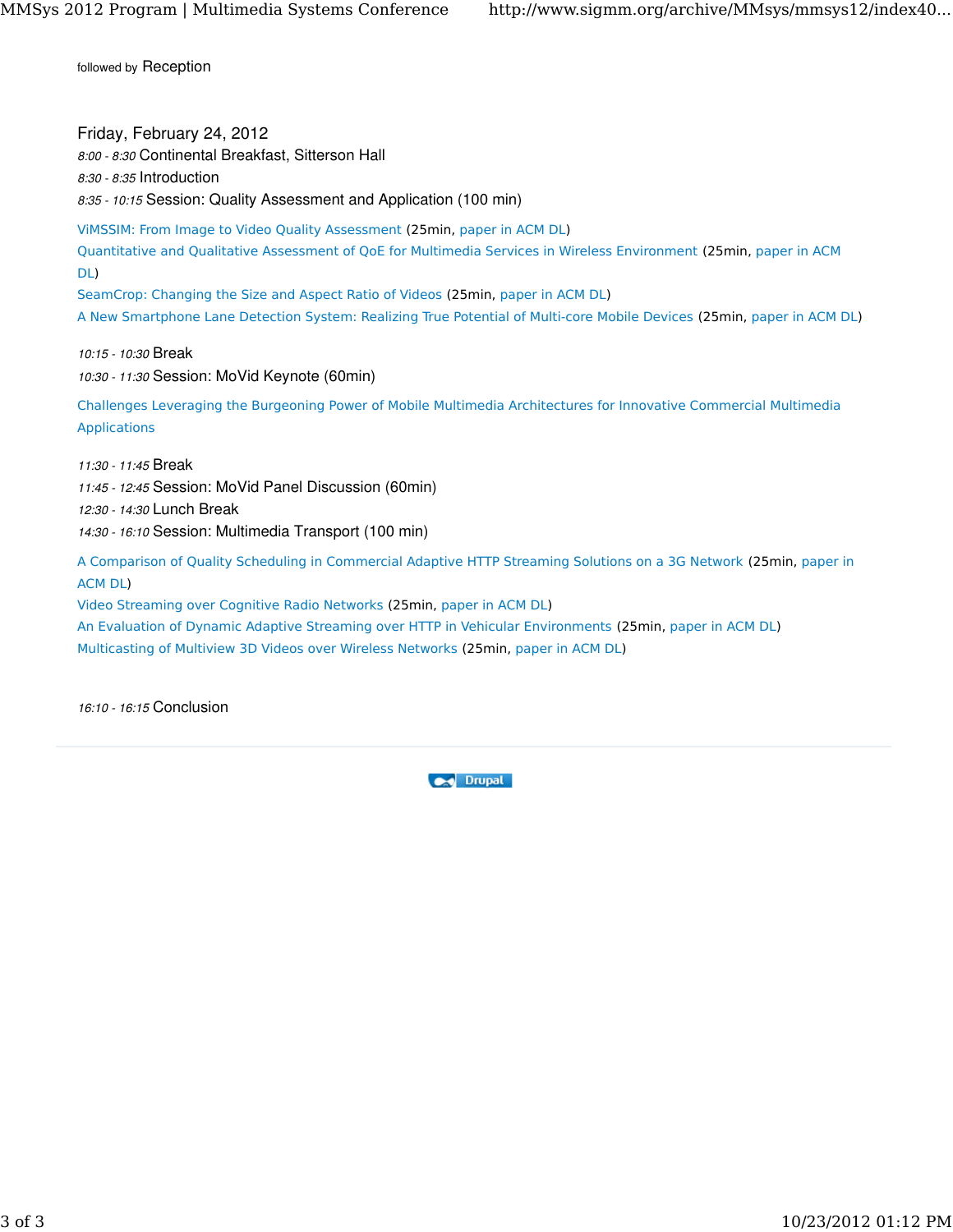followed by Reception

## Friday, February 24, 2012

*8:00 - 8:30* Continental Breakfast, Sitterson Hall

*8:30 - 8:35* Introduction

*8:35 - 10:15* Session: Quality Assessment and Application (100 min)

ViMSSIM: From Image to Video Quality Assessment (25min, paper in ACM DL)
Quantitative and Qualitative Assessment of QoE for Multimedia Services in Wireless Environment (25min, paper in ACM DL)
SeamCrop: Changing the Size and Aspect Ratio of Videos (25min, paper in ACM DL)
A New Smartphone Lane Detection System: Realizing True Potential of Multi-core Mobile Devices (25min, paper in ACM DL)

*10:15 - 10:30* Break

*10:30 - 11:30* Session: MoVid Keynote (60min)

Challenges Leveraging the Burgeoning Power of Mobile Multimedia Architectures for Innovative Commercial Multimedia Applications

*11:30 - 11:45* Break

*11:45 - 12:45* Session: MoVid Panel Discussion (60min)

*12:30 - 14:30* Lunch Break

*14:30 - 16:10* Session: Multimedia Transport (100 min)

A Comparison of Quality Scheduling in Commercial Adaptive HTTP Streaming Solutions on a 3G Network (25min, paper in ACM DL)
Video Streaming over Cognitive Radio Networks (25min, paper in ACM DL)
An Evaluation of Dynamic Adaptive Streaming over HTTP in Vehicular Environments (25min, paper in ACM DL)
Multicasting of Multiview 3D Videos over Wireless Networks (25min, paper in ACM DL)

*16:10 - 16:15* Conclusion

Drupal